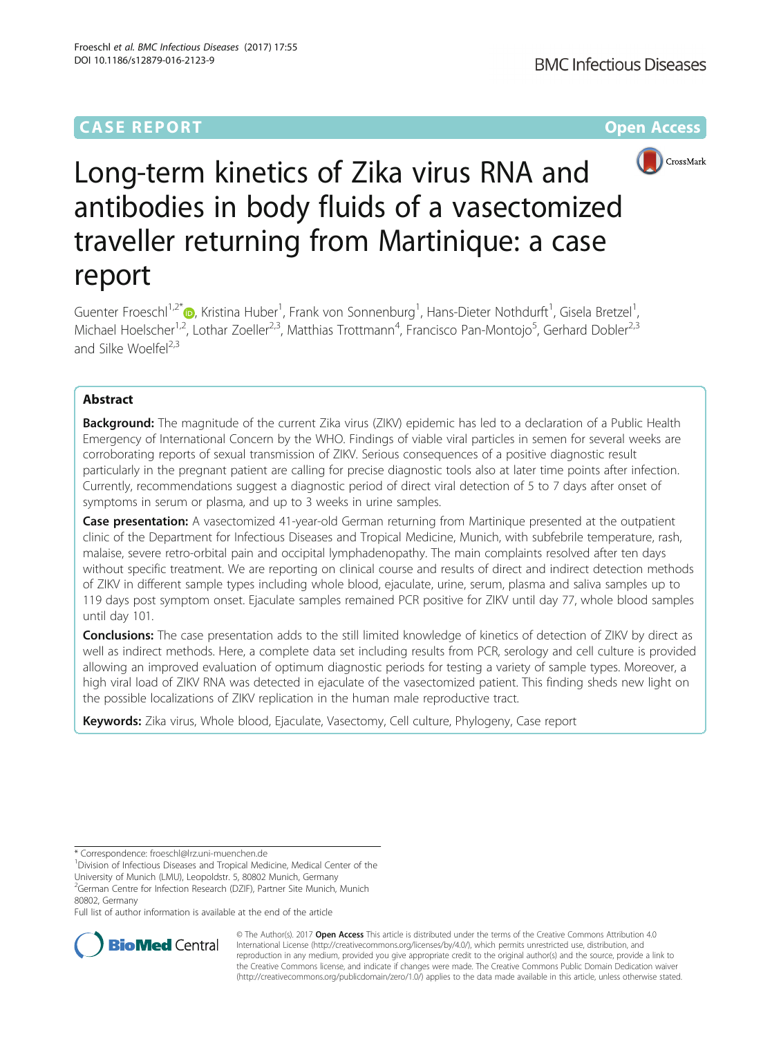CASE REPORT Open Access

# Long-term kinetics of Zika virus RNA and antibodies in body fluids of a vasectomized traveller returning from Martinique: a case report

Guenter Froeschl[1,2*], Kristina Huber[1], Frank von Sonnenburg[1], Hans-Dieter Nothdurft[1], Gisela Bretzel[1], Michael Hoelscher[1,2], Lothar Zoeller[2,3], Matthias Trottmann[4], Francisco Pan-Montojo[5], Gerhard Dobler[2,3] and Silke Woelfel[2,3]

## Abstract

**Background:** The magnitude of the current Zika virus (ZIKV) epidemic has led to a declaration of a Public Health Emergency of International Concern by the WHO. Findings of viable viral particles in semen for several weeks are corroborating reports of sexual transmission of ZIKV. Serious consequences of a positive diagnostic result particularly in the pregnant patient are calling for precise diagnostic tools also at later time points after infection. Currently, recommendations suggest a diagnostic period of direct viral detection of 5 to 7 days after onset of symptoms in serum or plasma, and up to 3 weeks in urine samples.

**Case presentation:** A vasectomized 41-year-old German returning from Martinique presented at the outpatient clinic of the Department for Infectious Diseases and Tropical Medicine, Munich, with subfebrile temperature, rash, malaise, severe retro-orbital pain and occipital lymphadenopathy. The main complaints resolved after ten days without specific treatment. We are reporting on clinical course and results of direct and indirect detection methods of ZIKV in different sample types including whole blood, ejaculate, urine, serum, plasma and saliva samples up to 119 days post symptom onset. Ejaculate samples remained PCR positive for ZIKV until day 77, whole blood samples until day 101.

**Conclusions:** The case presentation adds to the still limited knowledge of kinetics of detection of ZIKV by direct as well as indirect methods. Here, a complete data set including results from PCR, serology and cell culture is provided allowing an improved evaluation of optimum diagnostic periods for testing a variety of sample types. Moreover, a high viral load of ZIKV RNA was detected in ejaculate of the vasectomized patient. This finding sheds new light on the possible localizations of ZIKV replication in the human male reproductive tract.

**Keywords:** Zika virus, Whole blood, Ejaculate, Vasectomy, Cell culture, Phylogeny, Case report

\* Correspondence: froeschl@lrz.uni-muenchen.de

[1]Division of Infectious Diseases and Tropical Medicine, Medical Center of the University of Munich (LMU), Leopoldstr. 5, 80802 Munich, Germany

[2]German Centre for Infection Research (DZIF), Partner Site Munich, Munich 80802, Germany

Full list of author information is available at the end of the article

© The Author(s). 2017 **Open Access** This article is distributed under the terms of the Creative Commons Attribution 4.0 International License (http://creativecommons.org/licenses/by/4.0/), which permits unrestricted use, distribution, and reproduction in any medium, provided you give appropriate credit to the original author(s) and the source, provide a link to the Creative Commons license, and indicate if changes were made. The Creative Commons Public Domain Dedication waiver (http://creativecommons.org/publicdomain/zero/1.0/) applies to the data made available in this article, unless otherwise stated.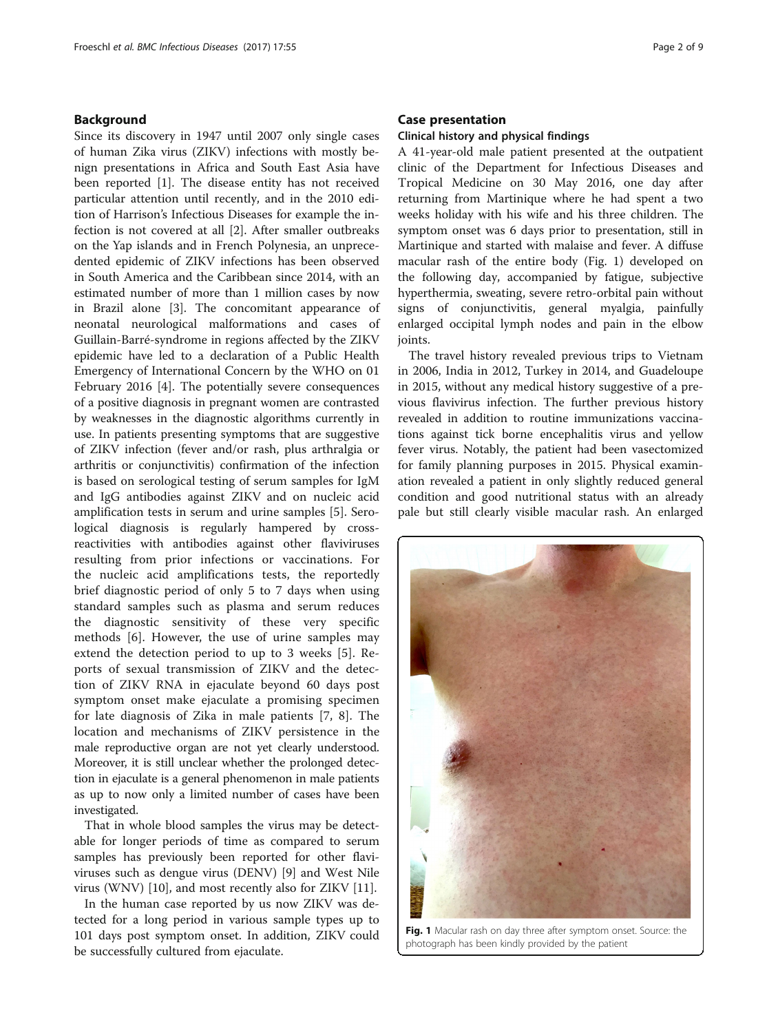## Background

Since its discovery in 1947 until 2007 only single cases of human Zika virus (ZIKV) infections with mostly benign presentations in Africa and South East Asia have been reported [1]. The disease entity has not received particular attention until recently, and in the 2010 edition of Harrison's Infectious Diseases for example the infection is not covered at all [2]. After smaller outbreaks on the Yap islands and in French Polynesia, an unprecedented epidemic of ZIKV infections has been observed in South America and the Caribbean since 2014, with an estimated number of more than 1 million cases by now in Brazil alone [3]. The concomitant appearance of neonatal neurological malformations and cases of Guillain-Barré-syndrome in regions affected by the ZIKV epidemic have led to a declaration of a Public Health Emergency of International Concern by the WHO on 01 February 2016 [4]. The potentially severe consequences of a positive diagnosis in pregnant women are contrasted by weaknesses in the diagnostic algorithms currently in use. In patients presenting symptoms that are suggestive of ZIKV infection (fever and/or rash, plus arthralgia or arthritis or conjunctivitis) confirmation of the infection is based on serological testing of serum samples for IgM and IgG antibodies against ZIKV and on nucleic acid amplification tests in serum and urine samples [5]. Serological diagnosis is regularly hampered by cross-reactivities with antibodies against other flaviviruses resulting from prior infections or vaccinations. For the nucleic acid amplifications tests, the reportedly brief diagnostic period of only 5 to 7 days when using standard samples such as plasma and serum reduces the diagnostic sensitivity of these very specific methods [6]. However, the use of urine samples may extend the detection period to up to 3 weeks [5]. Reports of sexual transmission of ZIKV and the detection of ZIKV RNA in ejaculate beyond 60 days post symptom onset make ejaculate a promising specimen for late diagnosis of Zika in male patients [7, 8]. The location and mechanisms of ZIKV persistence in the male reproductive organ are not yet clearly understood. Moreover, it is still unclear whether the prolonged detection in ejaculate is a general phenomenon in male patients as up to now only a limited number of cases have been investigated.

That in whole blood samples the virus may be detectable for longer periods of time as compared to serum samples has previously been reported for other flaviviruses such as dengue virus (DENV) [9] and West Nile virus (WNV) [10], and most recently also for ZIKV [11].

In the human case reported by us now ZIKV was detected for a long period in various sample types up to 101 days post symptom onset. In addition, ZIKV could be successfully cultured from ejaculate.

## Case presentation

### Clinical history and physical findings

A 41-year-old male patient presented at the outpatient clinic of the Department for Infectious Diseases and Tropical Medicine on 30 May 2016, one day after returning from Martinique where he had spent a two weeks holiday with his wife and his three children. The symptom onset was 6 days prior to presentation, still in Martinique and started with malaise and fever. A diffuse macular rash of the entire body (Fig. 1) developed on the following day, accompanied by fatigue, subjective hyperthermia, sweating, severe retro-orbital pain without signs of conjunctivitis, general myalgia, painfully enlarged occipital lymph nodes and pain in the elbow joints.

The travel history revealed previous trips to Vietnam in 2006, India in 2012, Turkey in 2014, and Guadeloupe in 2015, without any medical history suggestive of a previous flavivirus infection. The further previous history revealed in addition to routine immunizations vaccinations against tick borne encephalitis virus and yellow fever virus. Notably, the patient had been vasectomized for family planning purposes in 2015. Physical examination revealed a patient in only slightly reduced general condition and good nutritional status with an already pale but still clearly visible macular rash. An enlarged

Fig. 1 Macular rash on day three after symptom onset. Source: the photograph has been kindly provided by the patient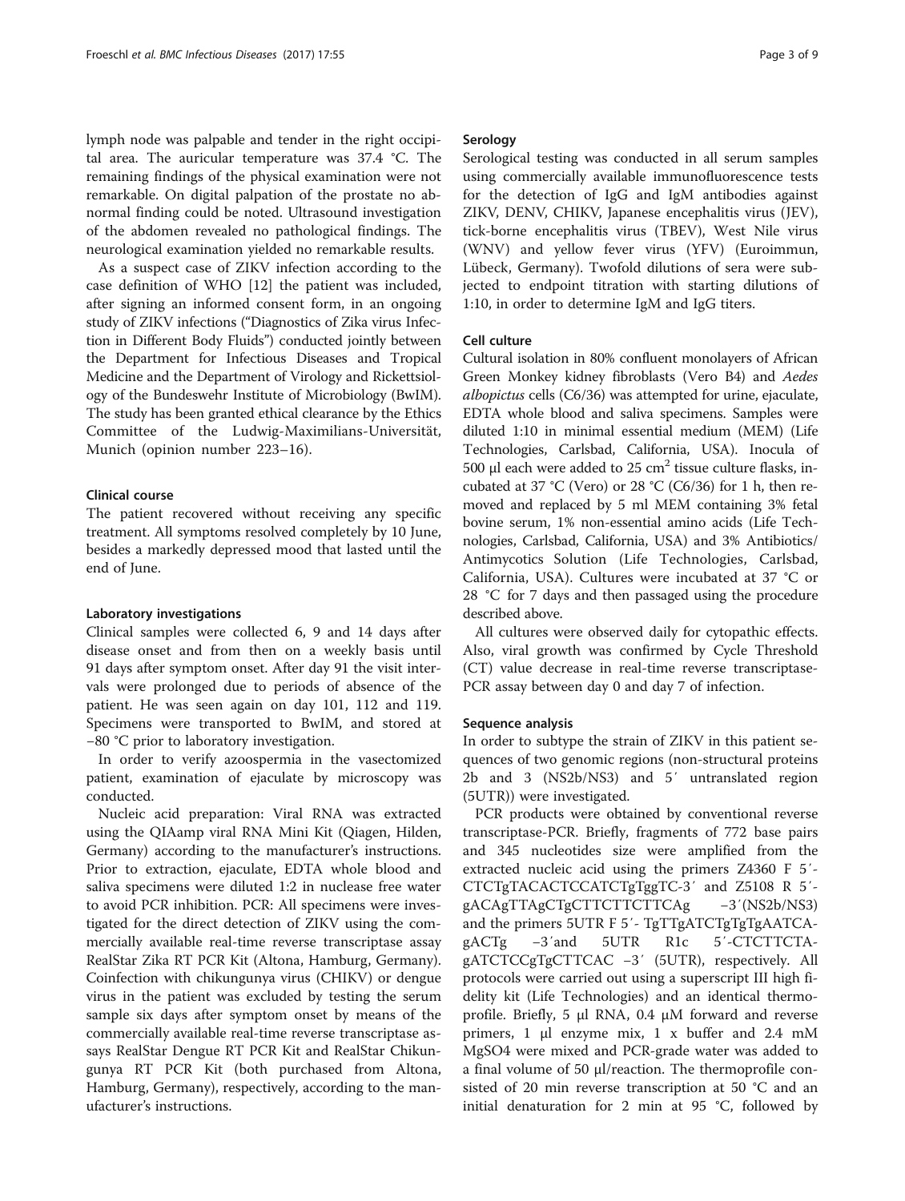lymph node was palpable and tender in the right occipital area. The auricular temperature was 37.4 °C. The remaining findings of the physical examination were not remarkable. On digital palpation of the prostate no abnormal finding could be noted. Ultrasound investigation of the abdomen revealed no pathological findings. The neurological examination yielded no remarkable results.

As a suspect case of ZIKV infection according to the case definition of WHO [12] the patient was included, after signing an informed consent form, in an ongoing study of ZIKV infections ("Diagnostics of Zika virus Infection in Different Body Fluids") conducted jointly between the Department for Infectious Diseases and Tropical Medicine and the Department of Virology and Rickettsiology of the Bundeswehr Institute of Microbiology (BwIM). The study has been granted ethical clearance by the Ethics Committee of the Ludwig-Maximilians-Universität, Munich (opinion number 223–16).

### Clinical course

The patient recovered without receiving any specific treatment. All symptoms resolved completely by 10 June, besides a markedly depressed mood that lasted until the end of June.

### Laboratory investigations

Clinical samples were collected 6, 9 and 14 days after disease onset and from then on a weekly basis until 91 days after symptom onset. After day 91 the visit intervals were prolonged due to periods of absence of the patient. He was seen again on day 101, 112 and 119. Specimens were transported to BwIM, and stored at −80 °C prior to laboratory investigation.

In order to verify azoospermia in the vasectomized patient, examination of ejaculate by microscopy was conducted.

Nucleic acid preparation: Viral RNA was extracted using the QIAamp viral RNA Mini Kit (Qiagen, Hilden, Germany) according to the manufacturer's instructions. Prior to extraction, ejaculate, EDTA whole blood and saliva specimens were diluted 1:2 in nuclease free water to avoid PCR inhibition. PCR: All specimens were investigated for the direct detection of ZIKV using the commercially available real-time reverse transcriptase assay RealStar Zika RT PCR Kit (Altona, Hamburg, Germany). Coinfection with chikungunya virus (CHIKV) or dengue virus in the patient was excluded by testing the serum sample six days after symptom onset by means of the commercially available real-time reverse transcriptase assays RealStar Dengue RT PCR Kit and RealStar Chikungunya RT PCR Kit (both purchased from Altona, Hamburg, Germany), respectively, according to the manufacturer's instructions.

### Serology

Serological testing was conducted in all serum samples using commercially available immunofluorescence tests for the detection of IgG and IgM antibodies against ZIKV, DENV, CHIKV, Japanese encephalitis virus (JEV), tick-borne encephalitis virus (TBEV), West Nile virus (WNV) and yellow fever virus (YFV) (Euroimmun, Lübeck, Germany). Twofold dilutions of sera were subjected to endpoint titration with starting dilutions of 1:10, in order to determine IgM and IgG titers.

### Cell culture

Cultural isolation in 80% confluent monolayers of African Green Monkey kidney fibroblasts (Vero B4) and *Aedes albopictus* cells (C6/36) was attempted for urine, ejaculate, EDTA whole blood and saliva specimens. Samples were diluted 1:10 in minimal essential medium (MEM) (Life Technologies, Carlsbad, California, USA). Inocula of 500 μl each were added to 25 $cm^2$ tissue culture flasks, incubated at 37 °C (Vero) or 28 °C (C6/36) for 1 h, then removed and replaced by 5 ml MEM containing 3% fetal bovine serum, 1% non-essential amino acids (Life Technologies, Carlsbad, California, USA) and 3% Antibiotics/Antimycotics Solution (Life Technologies, Carlsbad, California, USA). Cultures were incubated at 37 °C or 28 °C for 7 days and then passaged using the procedure described above.

All cultures were observed daily for cytopathic effects. Also, viral growth was confirmed by Cycle Threshold (CT) value decrease in real-time reverse transcriptase-PCR assay between day 0 and day 7 of infection.

### Sequence analysis

In order to subtype the strain of ZIKV in this patient sequences of two genomic regions (non-structural proteins 2b and 3 (NS2b/NS3) and 5′ untranslated region (5UTR)) were investigated.

PCR products were obtained by conventional reverse transcriptase-PCR. Briefly, fragments of 772 base pairs and 345 nucleotides size were amplified from the extracted nucleic acid using the primers Z4360 F 5′-CTCTgTACACTCCATCTgTggTC-3′ and Z5108 R 5′-gACAgTTAgCTgCTTCTTCTTCAg −3′(NS2b/NS3) and the primers 5UTR F 5′- TgTTgATCTgTgTgAATCAgACTg −3′and 5UTR R1c 5′-CTCTTCTAgATCTCCgTgCTTCAC −3′ (5UTR), respectively. All protocols were carried out using a superscript III high fidelity kit (Life Technologies) and an identical thermoprofile. Briefly, 5 μl RNA, 0.4 μM forward and reverse primers, 1 μl enzyme mix, 1 x buffer and 2.4 mM $MgSO_4$ were mixed and PCR-grade water was added to a final volume of 50 μl/reaction. The thermoprofile consisted of 20 min reverse transcription at 50 °C and an initial denaturation for 2 min at 95 °C, followed by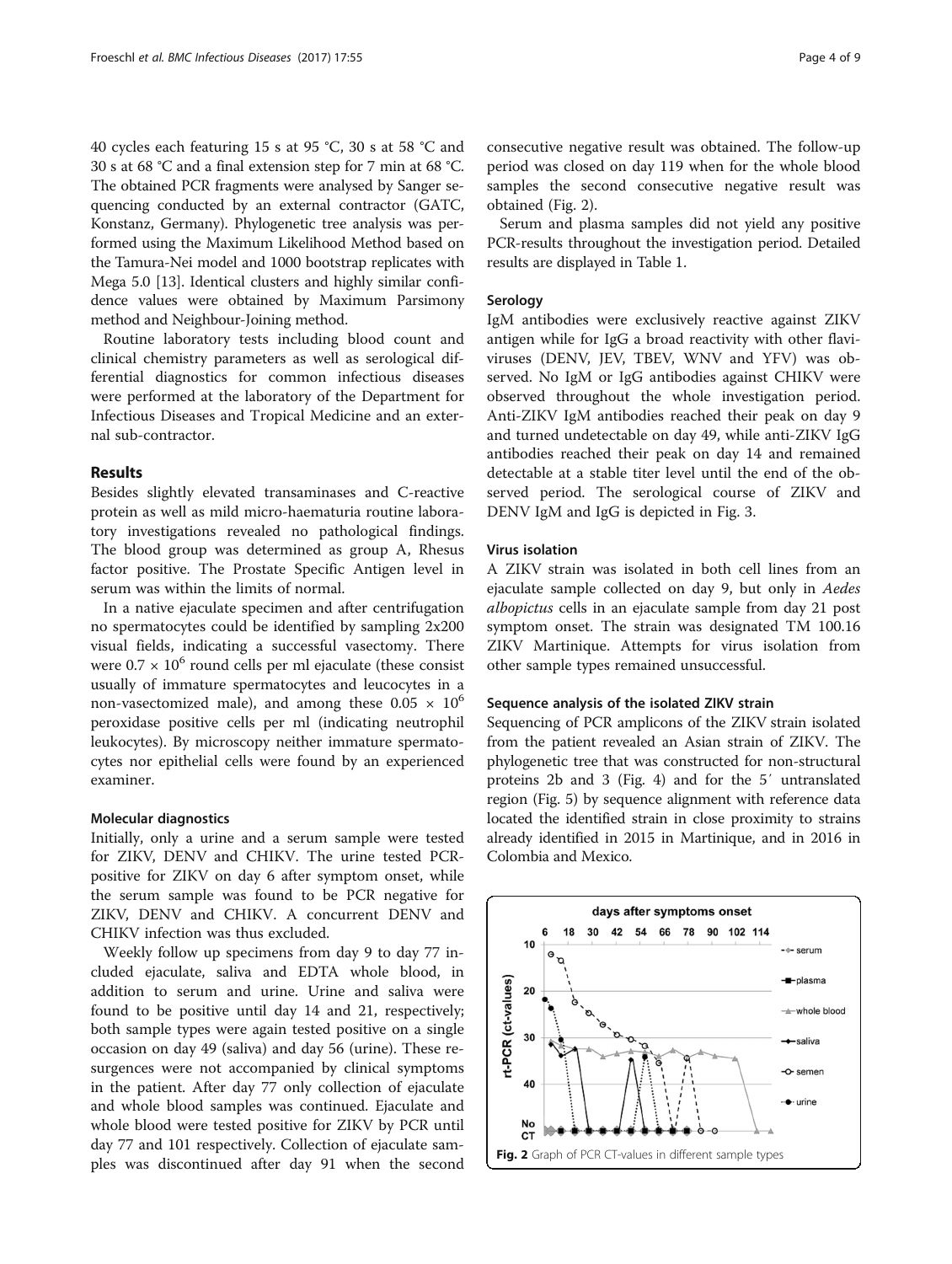40 cycles each featuring 15 s at 95 °C, 30 s at 58 °C and 30 s at 68 °C and a final extension step for 7 min at 68 °C. The obtained PCR fragments were analysed by Sanger sequencing conducted by an external contractor (GATC, Konstanz, Germany). Phylogenetic tree analysis was performed using the Maximum Likelihood Method based on the Tamura-Nei model and 1000 bootstrap replicates with Mega 5.0 [13]. Identical clusters and highly similar confidence values were obtained by Maximum Parsimony method and Neighbour-Joining method.

Routine laboratory tests including blood count and clinical chemistry parameters as well as serological differential diagnostics for common infectious diseases were performed at the laboratory of the Department for Infectious Diseases and Tropical Medicine and an external sub-contractor.

## Results

Besides slightly elevated transaminases and C-reactive protein as well as mild micro-haematuria routine laboratory investigations revealed no pathological findings. The blood group was determined as group A, Rhesus factor positive. The Prostate Specific Antigen level in serum was within the limits of normal.

In a native ejaculate specimen and after centrifugation no spermatocytes could be identified by sampling 2x200 visual fields, indicating a successful vasectomy. There were $0.7 \times 10^6$ round cells per ml ejaculate (these consist usually of immature spermatocytes and leucocytes in a non-vasectomized male), and among these $0.05 \times 10^6$ peroxidase positive cells per ml (indicating neutrophil leukocytes). By microscopy neither immature spermatocytes nor epithelial cells were found by an experienced examiner.

### Molecular diagnostics

Initially, only a urine and a serum sample were tested for ZIKV, DENV and CHIKV. The urine tested PCR-positive for ZIKV on day 6 after symptom onset, while the serum sample was found to be PCR negative for ZIKV, DENV and CHIKV. A concurrent DENV and CHIKV infection was thus excluded.

Weekly follow up specimens from day 9 to day 77 included ejaculate, saliva and EDTA whole blood, in addition to serum and urine. Urine and saliva were found to be positive until day 14 and 21, respectively; both sample types were again tested positive on a single occasion on day 49 (saliva) and day 56 (urine). These resurgences were not accompanied by clinical symptoms in the patient. After day 77 only collection of ejaculate and whole blood samples was continued. Ejaculate and whole blood were tested positive for ZIKV by PCR until day 77 and 101 respectively. Collection of ejaculate samples was discontinued after day 91 when the second consecutive negative result was obtained. The follow-up period was closed on day 119 when for the whole blood samples the second consecutive negative result was obtained (Fig. 2).

Serum and plasma samples did not yield any positive PCR-results throughout the investigation period. Detailed results are displayed in Table 1.

### Serology

IgM antibodies were exclusively reactive against ZIKV antigen while for IgG a broad reactivity with other flaviviruses (DENV, JEV, TBEV, WNV and YFV) was observed. No IgM or IgG antibodies against CHIKV were observed throughout the whole investigation period. Anti-ZIKV IgM antibodies reached their peak on day 9 and turned undetectable on day 49, while anti-ZIKV IgG antibodies reached their peak on day 14 and remained detectable at a stable titer level until the end of the observed period. The serological course of ZIKV and DENV IgM and IgG is depicted in Fig. 3.

### Virus isolation

A ZIKV strain was isolated in both cell lines from an ejaculate sample collected on day 9, but only in *Aedes albopictus* cells in an ejaculate sample from day 21 post symptom onset. The strain was designated TM 100.16 ZIKV Martinique. Attempts for virus isolation from other sample types remained unsuccessful.

### Sequence analysis of the isolated ZIKV strain

Sequencing of PCR amplicons of the ZIKV strain isolated from the patient revealed an Asian strain of ZIKV. The phylogenetic tree that was constructed for non-structural proteins 2b and 3 (Fig. 4) and for the 5′ untranslated region (Fig. 5) by sequence alignment with reference data located the identified strain in close proximity to strains already identified in 2015 in Martinique, and in 2016 in Colombia and Mexico.

Fig. 2 Graph of PCR CT-values in different sample types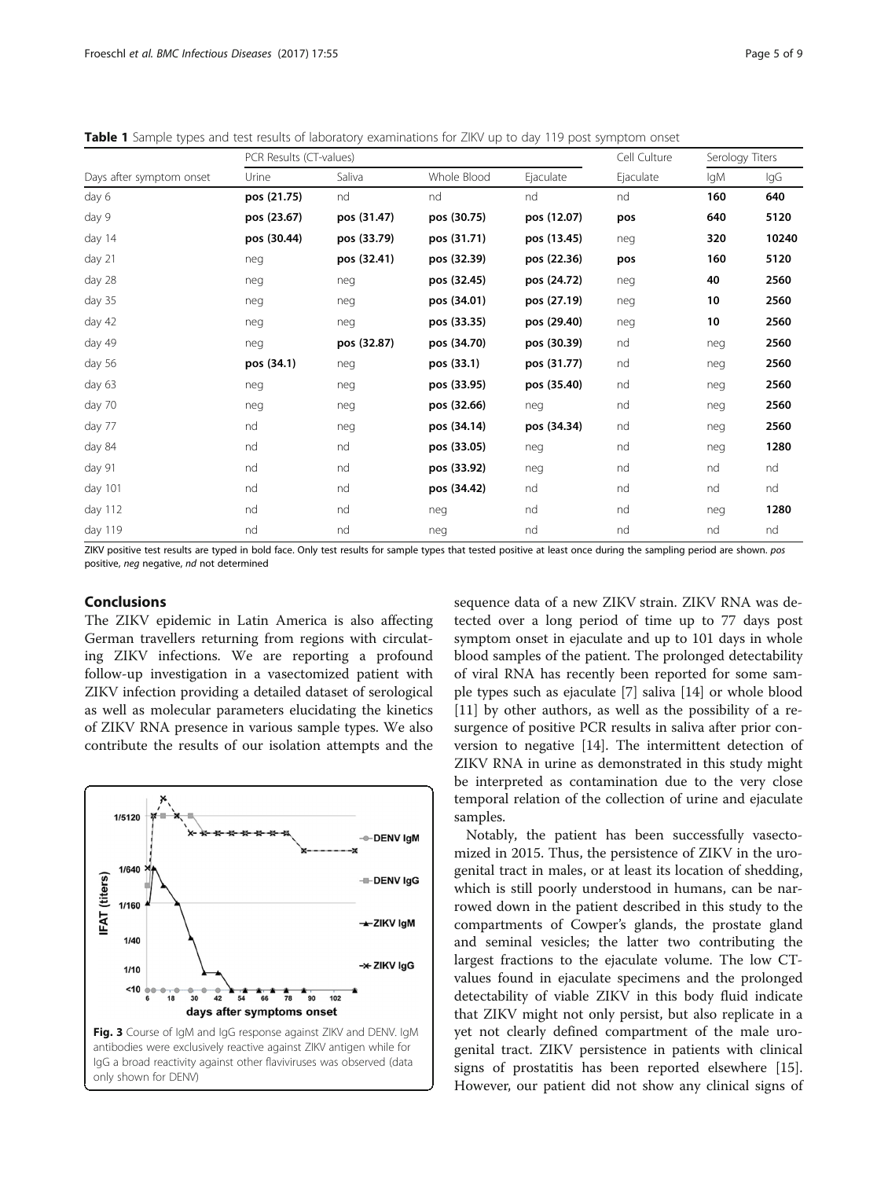**Table 1** Sample types and test results of laboratory examinations for ZIKV up to day 119 post symptom onset

| Days after symptom onset | PCR Results (CT-values) | | | | Cell Culture | Serology Titers | |
|---|---|---|---|---|---|---|---|
| | Urine | Saliva | Whole Blood | Ejaculate | Ejaculate | IgM | IgG |
| day 6 | **pos (21.75)** | nd | nd | nd | nd | **160** | **640** |
| day 9 | **pos (23.67)** | **pos (31.47)** | **pos (30.75)** | **pos (12.07)** | **pos** | **640** | **5120** |
| day 14 | **pos (30.44)** | **pos (33.79)** | **pos (31.71)** | **pos (13.45)** | neg | **320** | **10240** |
| day 21 | neg | **pos (32.41)** | **pos (32.39)** | **pos (22.36)** | **pos** | **160** | **5120** |
| day 28 | neg | neg | **pos (32.45)** | **pos (24.72)** | neg | **40** | **2560** |
| day 35 | neg | neg | **pos (34.01)** | **pos (27.19)** | neg | **10** | **2560** |
| day 42 | neg | neg | **pos (33.35)** | **pos (29.40)** | neg | **10** | **2560** |
| day 49 | neg | **pos (32.87)** | **pos (34.70)** | **pos (30.39)** | nd | neg | **2560** |
| day 56 | **pos (34.1)** | neg | **pos (33.1)** | **pos (31.77)** | nd | neg | **2560** |
| day 63 | neg | neg | **pos (33.95)** | **pos (35.40)** | nd | neg | **2560** |
| day 70 | neg | neg | **pos (32.66)** | neg | nd | neg | **2560** |
| day 77 | nd | neg | **pos (34.14)** | **pos (34.34)** | nd | neg | **2560** |
| day 84 | nd | nd | **pos (33.05)** | neg | nd | neg | **1280** |
| day 91 | nd | nd | **pos (33.92)** | neg | nd | nd | nd |
| day 101 | nd | nd | **pos (34.42)** | nd | nd | nd | nd |
| day 112 | nd | nd | neg | nd | nd | neg | **1280** |
| day 119 | nd | nd | neg | nd | nd | nd | nd |

ZIKV positive test results are typed in bold face. Only test results for sample types that tested positive at least once during the sampling period are shown. *pos* positive, *neg* negative, *nd* not determined

## Conclusions

The ZIKV epidemic in Latin America is also affecting German travellers returning from regions with circulating ZIKV infections. We are reporting a profound follow-up investigation in a vasectomized patient with ZIKV infection providing a detailed dataset of serological as well as molecular parameters elucidating the kinetics of ZIKV RNA presence in various sample types. We also contribute the results of our isolation attempts and the sequence data of a new ZIKV strain. ZIKV RNA was detected over a long period of time up to 77 days post symptom onset in ejaculate and up to 101 days in whole blood samples of the patient. The prolonged detectability of viral RNA has recently been reported for some sample types such as ejaculate [7] saliva [14] or whole blood [11] by other authors, as well as the possibility of a resurgence of positive PCR results in saliva after prior conversion to negative [14]. The intermittent detection of ZIKV RNA in urine as demonstrated in this study might be interpreted as contamination due to the very close temporal relation of the collection of urine and ejaculate samples.

**Fig. 3** Course of IgM and IgG response against ZIKV and DENV. IgM antibodies were exclusively reactive against ZIKV antigen while for IgG a broad reactivity against other flaviviruses was observed (data only shown for DENV)

Notably, the patient has been successfully vasectomized in 2015. Thus, the persistence of ZIKV in the urogenital tract in males, or at least its location of shedding, which is still poorly understood in humans, can be narrowed down in the patient described in this study to the compartments of Cowper's glands, the prostate gland and seminal vesicles; the latter two contributing the largest fractions to the ejaculate volume. The low CT-values found in ejaculate specimens and the prolonged detectability of viable ZIKV in this body fluid indicate that ZIKV might not only persist, but also replicate in a yet not clearly defined compartment of the male urogenital tract. ZIKV persistence in patients with clinical signs of prostatitis has been reported elsewhere [15]. However, our patient did not show any clinical signs of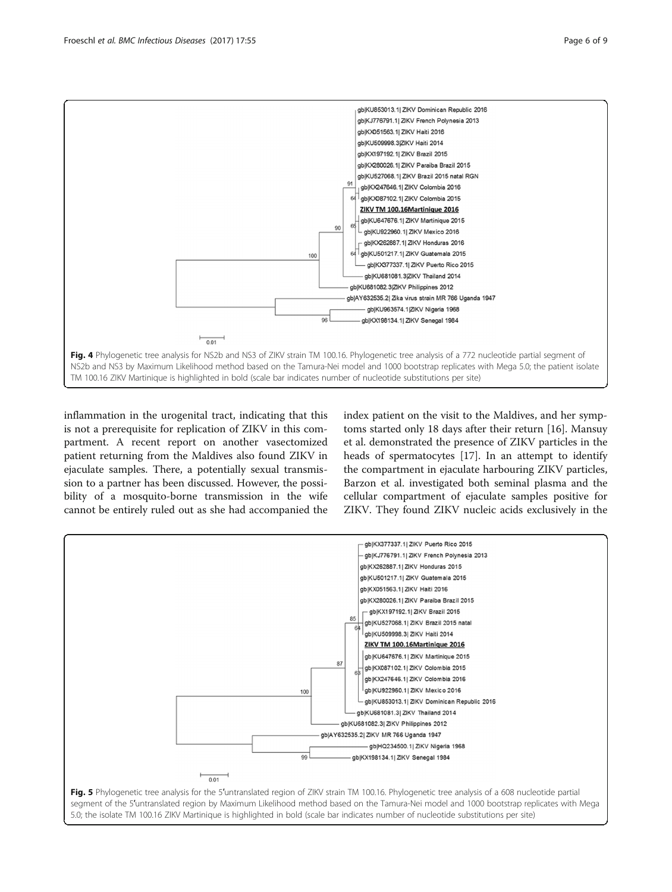Fig. 4 Phylogenetic tree analysis for NS2b and NS3 of ZIKV strain TM 100.16. Phylogenetic tree analysis of a 772 nucleotide partial segment of NS2b and NS3 by Maximum Likelihood method based on the Tamura-Nei model and 1000 bootstrap replicates with Mega 5.0; the patient isolate TM 100.16 ZIKV Martinique is highlighted in bold (scale bar indicates number of nucleotide substitutions per site)

inflammation in the urogenital tract, indicating that this is not a prerequisite for replication of ZIKV in this compartment. A recent report on another vasectomized patient returning from the Maldives also found ZIKV in ejaculate samples. There, a potentially sexual transmission to a partner has been discussed. However, the possibility of a mosquito-borne transmission in the wife cannot be entirely ruled out as she had accompanied the index patient on the visit to the Maldives, and her symptoms started only 18 days after their return [16]. Mansuy et al. demonstrated the presence of ZIKV particles in the heads of spermatocytes [17]. In an attempt to identify the compartment in ejaculate harbouring ZIKV particles, Barzon et al. investigated both seminal plasma and the cellular compartment of ejaculate samples positive for ZIKV. They found ZIKV nucleic acids exclusively in the

Fig. 5 Phylogenetic tree analysis for the 5′untranslated region of ZIKV strain TM 100.16. Phylogenetic tree analysis of a 608 nucleotide partial segment of the 5′untranslated region by Maximum Likelihood method based on the Tamura-Nei model and 1000 bootstrap replicates with Mega 5.0; the isolate TM 100.16 ZIKV Martinique is highlighted in bold (scale bar indicates number of nucleotide substitutions per site)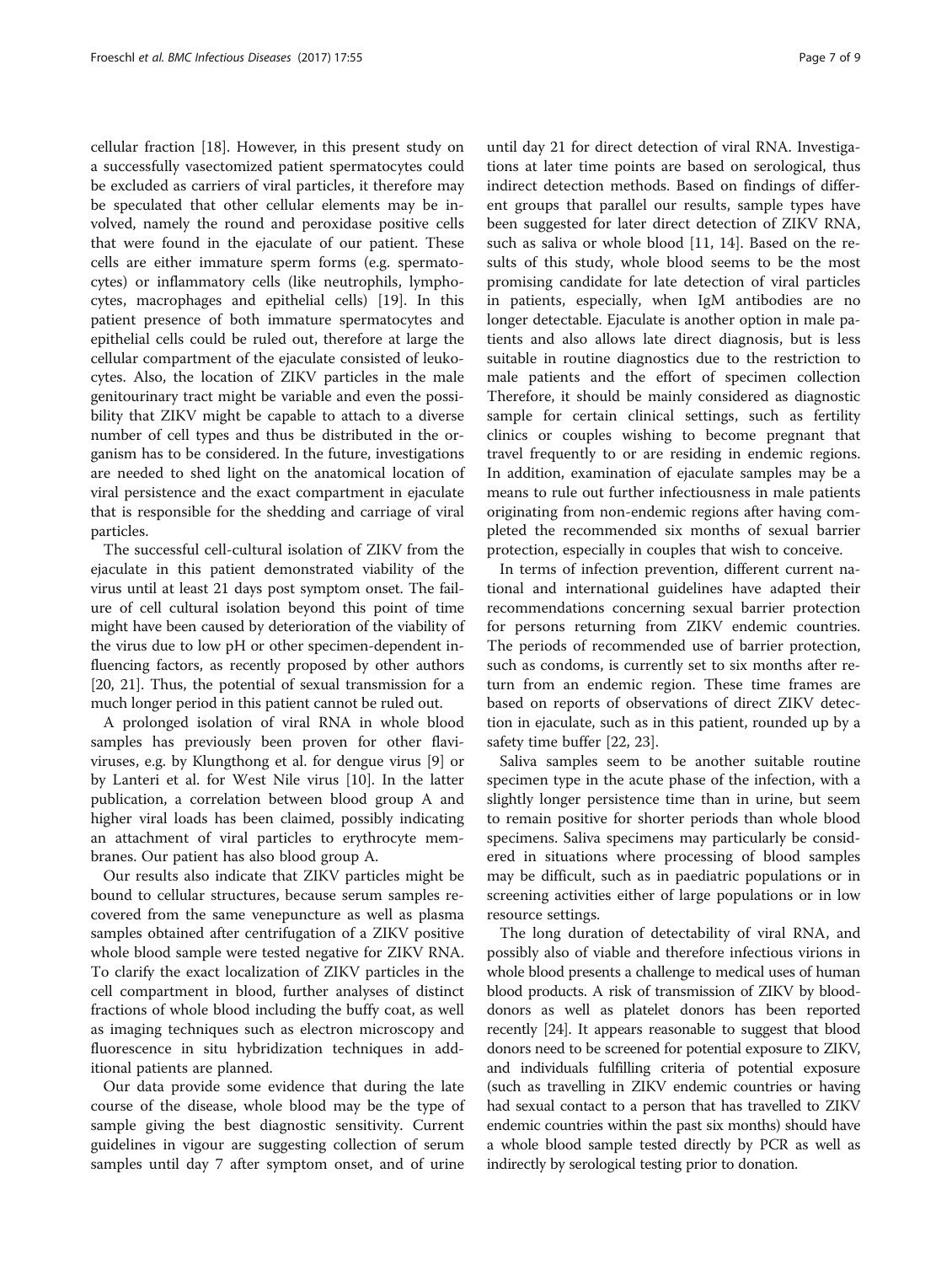cellular fraction [18]. However, in this present study on a successfully vasectomized patient spermatocytes could be excluded as carriers of viral particles, it therefore may be speculated that other cellular elements may be involved, namely the round and peroxidase positive cells that were found in the ejaculate of our patient. These cells are either immature sperm forms (e.g. spermatocytes) or inflammatory cells (like neutrophils, lymphocytes, macrophages and epithelial cells) [19]. In this patient presence of both immature spermatocytes and epithelial cells could be ruled out, therefore at large the cellular compartment of the ejaculate consisted of leukocytes. Also, the location of ZIKV particles in the male genitourinary tract might be variable and even the possibility that ZIKV might be capable to attach to a diverse number of cell types and thus be distributed in the organism has to be considered. In the future, investigations are needed to shed light on the anatomical location of viral persistence and the exact compartment in ejaculate that is responsible for the shedding and carriage of viral particles.

The successful cell-cultural isolation of ZIKV from the ejaculate in this patient demonstrated viability of the virus until at least 21 days post symptom onset. The failure of cell cultural isolation beyond this point of time might have been caused by deterioration of the viability of the virus due to low pH or other specimen-dependent influencing factors, as recently proposed by other authors [20, 21]. Thus, the potential of sexual transmission for a much longer period in this patient cannot be ruled out.

A prolonged isolation of viral RNA in whole blood samples has previously been proven for other flaviviruses, e.g. by Klungthong et al. for dengue virus [9] or by Lanteri et al. for West Nile virus [10]. In the latter publication, a correlation between blood group A and higher viral loads has been claimed, possibly indicating an attachment of viral particles to erythrocyte membranes. Our patient has also blood group A.

Our results also indicate that ZIKV particles might be bound to cellular structures, because serum samples recovered from the same venepuncture as well as plasma samples obtained after centrifugation of a ZIKV positive whole blood sample were tested negative for ZIKV RNA. To clarify the exact localization of ZIKV particles in the cell compartment in blood, further analyses of distinct fractions of whole blood including the buffy coat, as well as imaging techniques such as electron microscopy and fluorescence in situ hybridization techniques in additional patients are planned.

Our data provide some evidence that during the late course of the disease, whole blood may be the type of sample giving the best diagnostic sensitivity. Current guidelines in vigour are suggesting collection of serum samples until day 7 after symptom onset, and of urine until day 21 for direct detection of viral RNA. Investigations at later time points are based on serological, thus indirect detection methods. Based on findings of different groups that parallel our results, sample types have been suggested for later direct detection of ZIKV RNA, such as saliva or whole blood [11, 14]. Based on the results of this study, whole blood seems to be the most promising candidate for late detection of viral particles in patients, especially, when IgM antibodies are no longer detectable. Ejaculate is another option in male patients and also allows late direct diagnosis, but is less suitable in routine diagnostics due to the restriction to male patients and the effort of specimen collection Therefore, it should be mainly considered as diagnostic sample for certain clinical settings, such as fertility clinics or couples wishing to become pregnant that travel frequently to or are residing in endemic regions. In addition, examination of ejaculate samples may be a means to rule out further infectiousness in male patients originating from non-endemic regions after having completed the recommended six months of sexual barrier protection, especially in couples that wish to conceive.

In terms of infection prevention, different current national and international guidelines have adapted their recommendations concerning sexual barrier protection for persons returning from ZIKV endemic countries. The periods of recommended use of barrier protection, such as condoms, is currently set to six months after return from an endemic region. These time frames are based on reports of observations of direct ZIKV detection in ejaculate, such as in this patient, rounded up by a safety time buffer [22, 23].

Saliva samples seem to be another suitable routine specimen type in the acute phase of the infection, with a slightly longer persistence time than in urine, but seem to remain positive for shorter periods than whole blood specimens. Saliva specimens may particularly be considered in situations where processing of blood samples may be difficult, such as in paediatric populations or in screening activities either of large populations or in low resource settings.

The long duration of detectability of viral RNA, and possibly also of viable and therefore infectious virions in whole blood presents a challenge to medical uses of human blood products. A risk of transmission of ZIKV by blood-donors as well as platelet donors has been reported recently [24]. It appears reasonable to suggest that blood donors need to be screened for potential exposure to ZIKV, and individuals fulfilling criteria of potential exposure (such as travelling in ZIKV endemic countries or having had sexual contact to a person that has travelled to ZIKV endemic countries within the past six months) should have a whole blood sample tested directly by PCR as well as indirectly by serological testing prior to donation.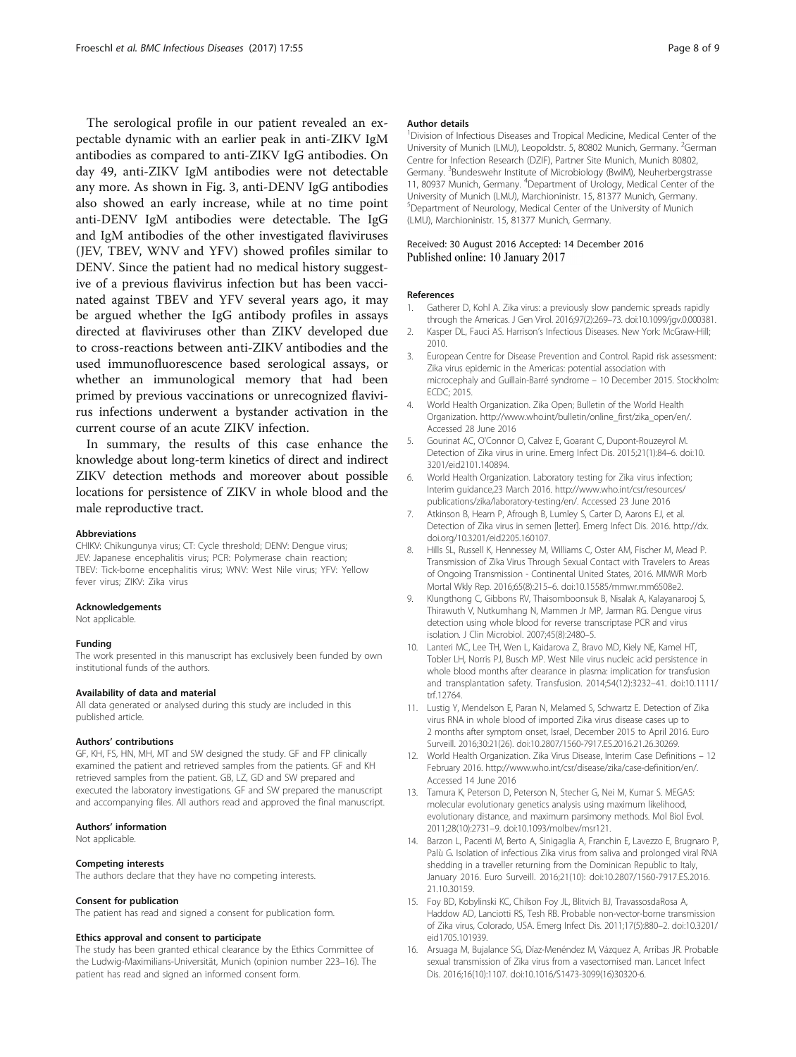The serological profile in our patient revealed an expectable dynamic with an earlier peak in anti-ZIKV IgM antibodies as compared to anti-ZIKV IgG antibodies. On day 49, anti-ZIKV IgM antibodies were not detectable any more. As shown in Fig. 3, anti-DENV IgG antibodies also showed an early increase, while at no time point anti-DENV IgM antibodies were detectable. The IgG and IgM antibodies of the other investigated flaviviruses (JEV, TBEV, WNV and YFV) showed profiles similar to DENV. Since the patient had no medical history suggestive of a previous flavivirus infection but has been vaccinated against TBEV and YFV several years ago, it may be argued whether the IgG antibody profiles in assays directed at flaviviruses other than ZIKV developed due to cross-reactions between anti-ZIKV antibodies and the used immunofluorescence based serological assays, or whether an immunological memory that had been primed by previous vaccinations or unrecognized flavivirus infections underwent a bystander activation in the current course of an acute ZIKV infection.

In summary, the results of this case enhance the knowledge about long-term kinetics of direct and indirect ZIKV detection methods and moreover about possible locations for persistence of ZIKV in whole blood and the male reproductive tract.

#### Abbreviations

CHIKV: Chikungunya virus; CT: Cycle threshold; DENV: Dengue virus; JEV: Japanese encephalitis virus; PCR: Polymerase chain reaction; TBEV: Tick-borne encephalitis virus; WNV: West Nile virus; YFV: Yellow fever virus; ZIKV: Zika virus

#### Acknowledgements

Not applicable.

#### Funding

The work presented in this manuscript has exclusively been funded by own institutional funds of the authors.

#### Availability of data and material

All data generated or analysed during this study are included in this published article.

#### Authors' contributions

GF, KH, FS, HN, MH, MT and SW designed the study. GF and FP clinically examined the patient and retrieved samples from the patients. GF and KH retrieved samples from the patient. GB, LZ, GD and SW prepared and executed the laboratory investigations. GF and SW prepared the manuscript and accompanying files. All authors read and approved the final manuscript.

#### Authors' information

Not applicable.

#### Competing interests

The authors declare that they have no competing interests.

#### Consent for publication

The patient has read and signed a consent for publication form.

#### Ethics approval and consent to participate

The study has been granted ethical clearance by the Ethics Committee of the Ludwig-Maximilians-Universität, Munich (opinion number 223–16). The patient has read and signed an informed consent form.

#### Author details

[1]Division of Infectious Diseases and Tropical Medicine, Medical Center of the University of Munich (LMU), Leopoldstr. 5, 80802 Munich, Germany. [2]German Centre for Infection Research (DZIF), Partner Site Munich, Munich 80802, Germany. [3]Bundeswehr Institute of Microbiology (BwIM), Neuherbergstrasse 11, 80937 Munich, Germany. [4]Department of Urology, Medical Center of the University of Munich (LMU), Marchioninistr. 15, 81377 Munich, Germany. [5]Department of Neurology, Medical Center of the University of Munich (LMU), Marchioninistr. 15, 81377 Munich, Germany.

Received: 30 August 2016 Accepted: 14 December 2016
Published online: 10 January 2017

#### References

1. Gatherer D, Kohl A. Zika virus: a previously slow pandemic spreads rapidly through the Americas. J Gen Virol. 2016;97(2):269–73. doi:10.1099/jgv.0.000381.
2. Kasper DL, Fauci AS. Harrison's Infectious Diseases. New York: McGraw-Hill; 2010.
3. European Centre for Disease Prevention and Control. Rapid risk assessment: Zika virus epidemic in the Americas: potential association with microcephaly and Guillain-Barré syndrome – 10 December 2015. Stockholm: ECDC; 2015.
4. World Health Organization. Zika Open; Bulletin of the World Health Organization. http://www.who.int/bulletin/online_first/zika_open/en/. Accessed 28 June 2016
5. Gourinat AC, O'Connor O, Calvez E, Goarant C, Dupont-Rouzeyrol M. Detection of Zika virus in urine. Emerg Infect Dis. 2015;21(1):84–6. doi:10.3201/eid2101.140894.
6. World Health Organization. Laboratory testing for Zika virus infection; Interim guidance,23 March 2016. http://www.who.int/csr/resources/publications/zika/laboratory-testing/en/. Accessed 23 June 2016
7. Atkinson B, Hearn P, Afrough B, Lumley S, Carter D, Aarons EJ, et al. Detection of Zika virus in semen [letter]. Emerg Infect Dis. 2016. http://dx.doi.org/10.3201/eid2205.160107.
8. Hills SL, Russell K, Hennessey M, Williams C, Oster AM, Fischer M, Mead P. Transmission of Zika Virus Through Sexual Contact with Travelers to Areas of Ongoing Transmission - Continental United States, 2016. MMWR Morb Mortal Wkly Rep. 2016;65(8):215–6. doi:10.15585/mmwr.mm6508e2.
9. Klungthong C, Gibbons RV, Thaisomboonsuk B, Nisalak A, Kalayanarooj S, Thirawuth V, Nutkumhang N, Mammen Jr MP, Jarman RG. Dengue virus detection using whole blood for reverse transcriptase PCR and virus isolation. J Clin Microbiol. 2007;45(8):2480–5.
10. Lanteri MC, Lee TH, Wen L, Kaidarova Z, Bravo MD, Kiely NE, Kamel HT, Tobler LH, Norris PJ, Busch MP. West Nile virus nucleic acid persistence in whole blood months after clearance in plasma: implication for transfusion and transplantation safety. Transfusion. 2014;54(12):3232–41. doi:10.1111/trf.12764.
11. Lustig Y, Mendelson E, Paran N, Melamed S, Schwartz E. Detection of Zika virus RNA in whole blood of imported Zika virus disease cases up to 2 months after symptom onset, Israel, December 2015 to April 2016. Euro Surveill. 2016;30:21(26). doi:10.2807/1560-7917.ES.2016.21.26.30269.
12. World Health Organization. Zika Virus Disease, Interim Case Definitions – 12 February 2016. http://www.who.int/csr/disease/zika/case-definition/en/. Accessed 14 June 2016
13. Tamura K, Peterson D, Peterson N, Stecher G, Nei M, Kumar S. MEGA5: molecular evolutionary genetics analysis using maximum likelihood, evolutionary distance, and maximum parsimony methods. Mol Biol Evol. 2011;28(10):2731–9. doi:10.1093/molbev/msr121.
14. Barzon L, Pacenti M, Berto A, Sinigaglia A, Franchin E, Lavezzo E, Brugnaro P, Palù G. Isolation of infectious Zika virus from saliva and prolonged viral RNA shedding in a traveller returning from the Dominican Republic to Italy, January 2016. Euro Surveill. 2016;21(10): doi:10.2807/1560-7917.ES.2016.21.10.30159.
15. Foy BD, Kobylinski KC, Chilson Foy JL, Blitvich BJ, TravassosdaRosa A, Haddow AD, Lanciotti RS, Tesh RB. Probable non-vector-borne transmission of Zika virus, Colorado, USA. Emerg Infect Dis. 2011;17(5):880–2. doi:10.3201/eid1705.101939.
16. Arsuaga M, Bujalance SG, Díaz-Menéndez M, Vázquez A, Arribas JR. Probable sexual transmission of Zika virus from a vasectomised man. Lancet Infect Dis. 2016;16(10):1107. doi:10.1016/S1473-3099(16)30320-6.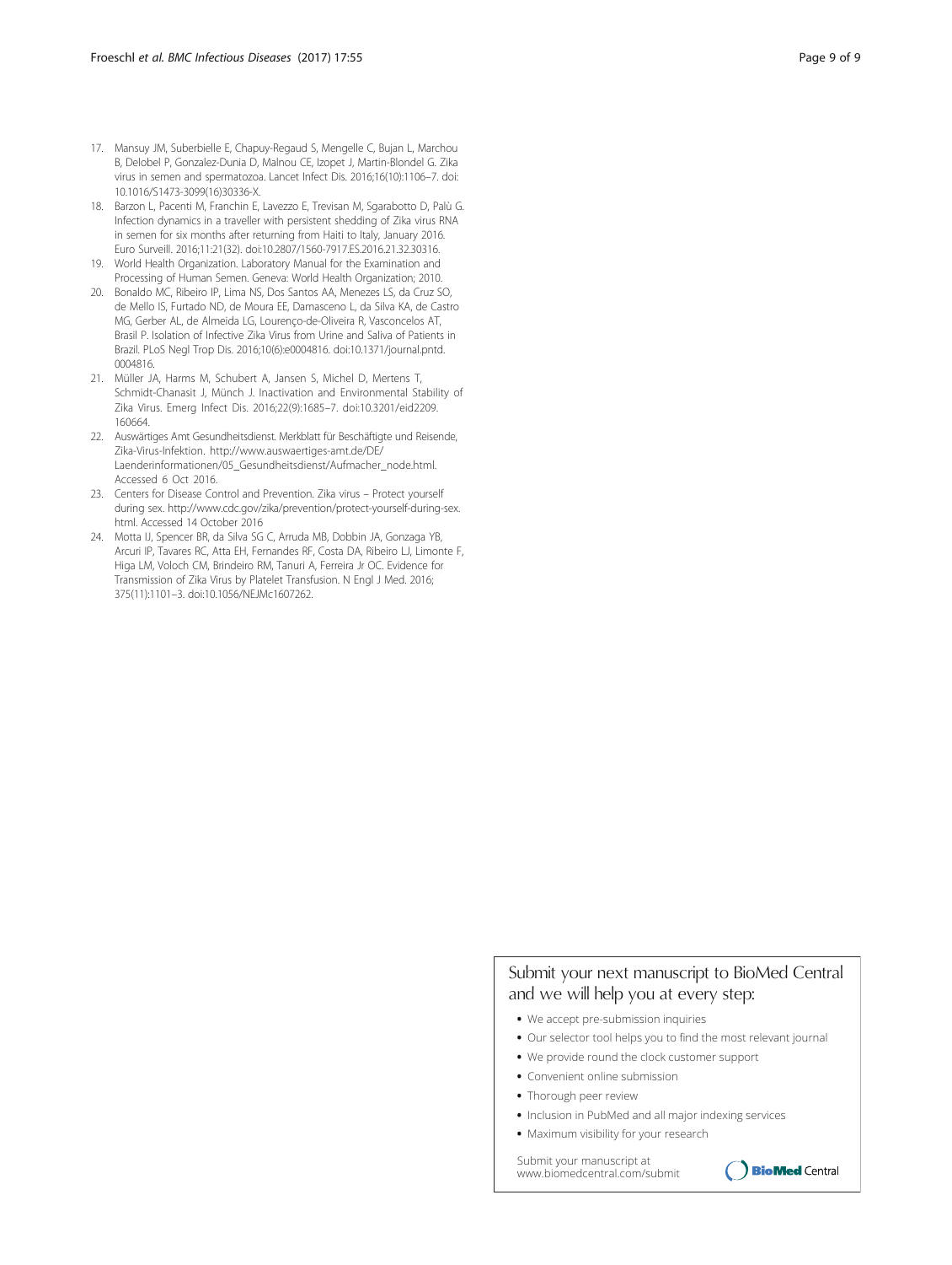17. Mansuy JM, Suberbielle E, Chapuy-Regaud S, Mengelle C, Bujan L, Marchou B, Delobel P, Gonzalez-Dunia D, Malnou CE, Izopet J, Martin-Blondel G. Zika virus in semen and spermatozoa. Lancet Infect Dis. 2016;16(10):1106–7. doi: 10.1016/S1473-3099(16)30336-X.
18. Barzon L, Pacenti M, Franchin E, Lavezzo E, Trevisan M, Sgarabotto D, Palù G. Infection dynamics in a traveller with persistent shedding of Zika virus RNA in semen for six months after returning from Haiti to Italy, January 2016. Euro Surveill. 2016;11:21(32). doi:10.2807/1560-7917.ES.2016.21.32.30316.
19. World Health Organization. Laboratory Manual for the Examination and Processing of Human Semen. Geneva: World Health Organization; 2010.
20. Bonaldo MC, Ribeiro IP, Lima NS, Dos Santos AA, Menezes LS, da Cruz SO, de Mello IS, Furtado ND, de Moura EE, Damasceno L, da Silva KA, de Castro MG, Gerber AL, de Almeida LG, Lourenço-de-Oliveira R, Vasconcelos AT, Brasil P. Isolation of Infective Zika Virus from Urine and Saliva of Patients in Brazil. PLoS Negl Trop Dis. 2016;10(6):e0004816. doi:10.1371/journal.pntd.0004816.
21. Müller JA, Harms M, Schubert A, Jansen S, Michel D, Mertens T, Schmidt-Chanasit J, Münch J. Inactivation and Environmental Stability of Zika Virus. Emerg Infect Dis. 2016;22(9):1685–7. doi:10.3201/eid2209.160664.
22. Auswärtiges Amt Gesundheitsdienst. Merkblatt für Beschäftigte und Reisende, Zika-Virus-Infektion. http://www.auswaertiges-amt.de/DE/Laenderinformationen/05_Gesundheitsdienst/Aufmacher_node.html. Accessed 6 Oct 2016.
23. Centers for Disease Control and Prevention. Zika virus – Protect yourself during sex. http://www.cdc.gov/zika/prevention/protect-yourself-during-sex.html. Accessed 14 October 2016
24. Motta IJ, Spencer BR, da Silva SG C, Arruda MB, Dobbin JA, Gonzaga YB, Arcuri IP, Tavares RC, Atta EH, Fernandes RF, Costa DA, Ribeiro LJ, Limonte F, Higa LM, Voloch CM, Brindeiro RM, Tanuri A, Ferreira Jr OC. Evidence for Transmission of Zika Virus by Platelet Transfusion. N Engl J Med. 2016;375(11):1101–3. doi:10.1056/NEJMc1607262.

Submit your next manuscript to BioMed Central and we will help you at every step:

- We accept pre-submission inquiries
- Our selector tool helps you to find the most relevant journal
- We provide round the clock customer support
- Convenient online submission
- Thorough peer review
- Inclusion in PubMed and all major indexing services
- Maximum visibility for your research

Submit your manuscript at www.biomedcentral.com/submit

BioMed Central